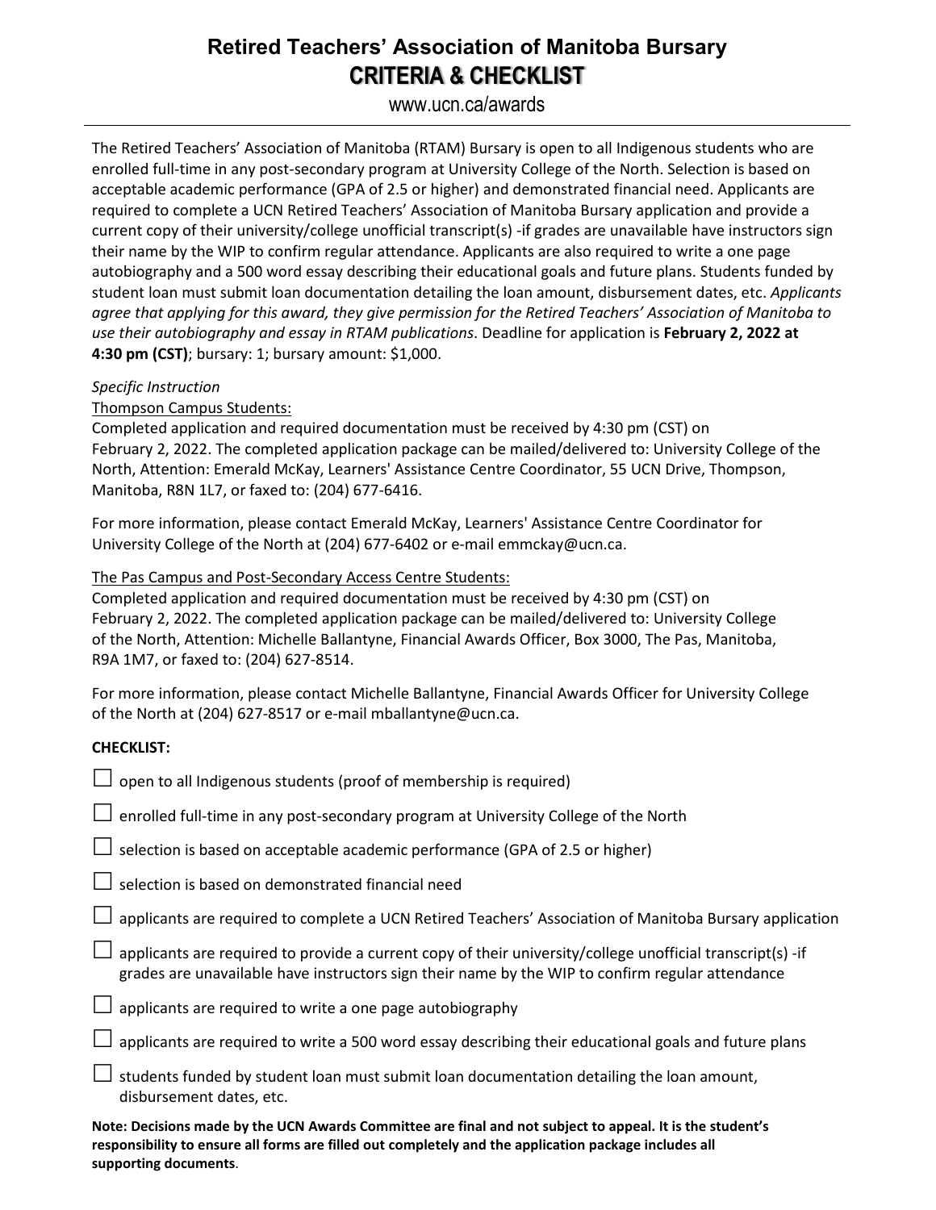# Retired Teachers' Association of Manitoba Bursary
## CRITERIA & CHECKLIST

www.ucn.ca/awards

---

The Retired Teachers' Association of Manitoba (RTAM) Bursary is open to all Indigenous students who are enrolled full-time in any post-secondary program at University College of the North. Selection is based on acceptable academic performance (GPA of 2.5 or higher) and demonstrated financial need. Applicants are required to complete a UCN Retired Teachers' Association of Manitoba Bursary application and provide a current copy of their university/college unofficial transcript(s) -if grades are unavailable have instructors sign their name by the WIP to confirm regular attendance. Applicants are also required to write a one page autobiography and a 500 word essay describing their educational goals and future plans. Students funded by student loan must submit loan documentation detailing the loan amount, disbursement dates, etc. *Applicants agree that applying for this award, they give permission for the Retired Teachers' Association of Manitoba to use their autobiography and essay in RTAM publications*. Deadline for application is **February 2, 2022 at 4:30 pm (CST)**; bursary: 1; bursary amount: $1,000.

*Specific Instruction*

<u>Thompson Campus Students:</u>

Completed application and required documentation must be received by 4:30 pm (CST) on February 2, 2022. The completed application package can be mailed/delivered to: University College of the North, Attention: Emerald McKay, Learners' Assistance Centre Coordinator, 55 UCN Drive, Thompson, Manitoba, R8N 1L7, or faxed to: (204) 677-6416.

For more information, please contact Emerald McKay, Learners' Assistance Centre Coordinator for University College of the North at (204) 677-6402 or e-mail emmckay@ucn.ca.

<u>The Pas Campus and Post-Secondary Access Centre Students:</u>

Completed application and required documentation must be received by 4:30 pm (CST) on February 2, 2022. The completed application package can be mailed/delivered to: University College of the North, Attention: Michelle Ballantyne, Financial Awards Officer, Box 3000, The Pas, Manitoba, R9A 1M7, or faxed to: (204) 627-8514.

For more information, please contact Michelle Ballantyne, Financial Awards Officer for University College of the North at (204) 627-8517 or e-mail mballantyne@ucn.ca.

**CHECKLIST:**

- ☐ open to all Indigenous students (proof of membership is required)
- ☐ enrolled full-time in any post-secondary program at University College of the North
- ☐ selection is based on acceptable academic performance (GPA of 2.5 or higher)
- ☐ selection is based on demonstrated financial need
- ☐ applicants are required to complete a UCN Retired Teachers' Association of Manitoba Bursary application
- ☐ applicants are required to provide a current copy of their university/college unofficial transcript(s) -if grades are unavailable have instructors sign their name by the WIP to confirm regular attendance
- ☐ applicants are required to write a one page autobiography
- ☐ applicants are required to write a 500 word essay describing their educational goals and future plans
- ☐ students funded by student loan must submit loan documentation detailing the loan amount, disbursement dates, etc.

**Note: Decisions made by the UCN Awards Committee are final and not subject to appeal. It is the student's responsibility to ensure all forms are filled out completely and the application package includes all supporting documents**.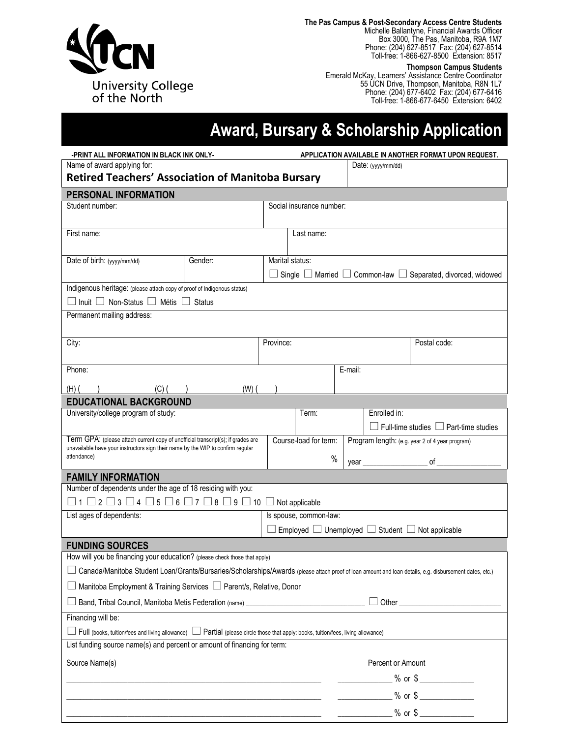**The Pas Campus & Post-Secondary Access Centre Students**
Michelle Ballantyne, Financial Awards Officer
Box 3000, The Pas, Manitoba, R9A 1M7
Phone: (204) 627-8517 Fax: (204) 627-8514
Toll-free: 1-866-627-8500 Extension: 8517

**Thompson Campus Students**
Emerald McKay, Learners' Assistance Centre Coordinator
55 UCN Drive, Thompson, Manitoba, R8N 1L7
Phone: (204) 677-6402 Fax: (204) 677-6416
Toll-free: 1-866-677-6450 Extension: 6402

University College of the North

# Award, Bursary & Scholarship Application

**-PRINT ALL INFORMATION IN BLACK INK ONLY-** **APPLICATION AVAILABLE IN ANOTHER FORMAT UPON REQUEST.**

| Name of award applying for: | Date: (yyyy/mm/dd) |
|---|---|
| **Retired Teachers' Association of Manitoba Bursary** | |

## PERSONAL INFORMATION

| Student number: | Social insurance number: |
|---|---|
| First name: | Last name: |

| Date of birth: (yyyy/mm/dd) | Gender: | Marital status: ☐ Single ☐ Married ☐ Common-law ☐ Separated, divorced, widowed |
|---|---|---|

Indigenous heritage: (please attach copy of proof of Indigenous status)
☐ Inuit ☐ Non-Status ☐ Métis ☐ Status

Permanent mailing address:

| City: | Province: | Postal code: |
|---|---|---|

| Phone: (H) ( ) (C) ( ) (W) ( ) | E-mail: |
|---|---|

## EDUCATIONAL BACKGROUND

| University/college program of study: | Term: | Enrolled in: ☐ Full-time studies ☐ Part-time studies |
|---|---|---|
| Term GPA: (please attach current copy of unofficial transcript(s); if grades are unavailable have your instructors sign their name by the WIP to confirm regular attendance) | Course-load for term: % | Program length: (e.g. year 2 of 4 year program) year ________ of ________ |

## FAMILY INFORMATION

Number of dependents under the age of 18 residing with you:
☐ 1 ☐ 2 ☐ 3 ☐ 4 ☐ 5 ☐ 6 ☐ 7 ☐ 8 ☐ 9 ☐ 10 ☐ Not applicable

| List ages of dependents: | Is spouse, common-law: ☐ Employed ☐ Unemployed ☐ Student ☐ Not applicable |
|---|---|

## FUNDING SOURCES

How will you be financing your education? (please check those that apply)

☐ Canada/Manitoba Student Loan/Grants/Bursaries/Scholarships/Awards (please attach proof of loan amount and loan details, e.g. disbursement dates, etc.)

☐ Manitoba Employment & Training Services ☐ Parent/s, Relative, Donor

☐ Band, Tribal Council, Manitoba Metis Federation (name) ____________________ ☐ Other ____________________

Financing will be:

☐ Full (books, tuition/fees and living allowance) ☐ Partial (please circle those that apply: books, tuition/fees, living allowance)

List funding source name(s) and percent or amount of financing for term:

| Source Name(s) | Percent or Amount |
|---|---|
| ____________________ | ________ % or $ ________ |
| ____________________ | ________ % or $ ________ |
| ____________________ | ________ % or $ ________ |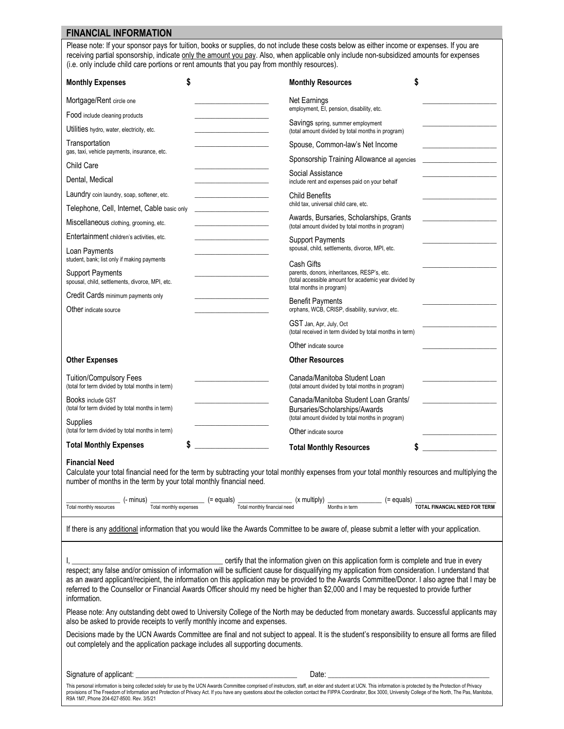## FINANCIAL INFORMATION

Please note: If your sponsor pays for tuition, books or supplies, do not include these costs below as either income or expenses. If you are receiving partial sponsorship, indicate only the amount you pay. Also, when applicable only include non-subsidized amounts for expenses (i.e. only include child care portions or rent amounts that you pay from monthly resources).

| **Monthly Expenses** | **$** | **Monthly Resources** | **$** |
|---|---|---|---|
| Mortgage/Rent circle one | ____________ | Net Earnings employment, EI, pension, disability, etc. | ____________ |
| Food include cleaning products | ____________ | Savings spring, summer employment (total amount divided by total months in program) | ____________ |
| Utilities hydro, water, electricity, etc. | ____________ | Spouse, Common-law's Net Income | ____________ |
| Transportation gas, taxi, vehicle payments, insurance, etc. | ____________ | Sponsorship Training Allowance all agencies | ____________ |
| Child Care | ____________ | Social Assistance include rent and expenses paid on your behalf | ____________ |
| Dental, Medical | ____________ | Child Benefits child tax, universal child care, etc. | ____________ |
| Laundry coin laundry, soap, softener, etc. | ____________ | Awards, Bursaries, Scholarships, Grants (total amount divided by total months in program) | ____________ |
| Telephone, Cell, Internet, Cable basic only | ____________ | Support Payments spousal, child, settlements, divorce, MPI, etc. | ____________ |
| Miscellaneous clothing, grooming, etc. | ____________ | Cash Gifts parents, donors, inheritances, RESP's, etc. (total accessible amount for academic year divided by total months in program) | ____________ |
| Entertainment children's activities, etc. | ____________ | Benefit Payments orphans, WCB, CRISP, disability, survivor, etc. | ____________ |
| Loan Payments student, bank; list only if making payments | ____________ | GST Jan, Apr, July, Oct (total received in term divided by total months in term) | ____________ |
| Support Payments spousal, child, settlements, divorce, MPI, etc. | ____________ | Other indicate source | ____________ |
| Credit Cards minimum payments only | ____________ | | |
| Other indicate source | ____________ | | |
| **Other Expenses** | | **Other Resources** | |
| Tuition/Compulsory Fees (total for term divided by total months in term) | ____________ | Canada/Manitoba Student Loan (total amount divided by total months in program) | ____________ |
| Books include GST (total for term divided by total months in term) | ____________ | Canada/Manitoba Student Loan Grants/ Bursaries/Scholarships/Awards (total amount divided by total months in program) | ____________ |
| Supplies (total for term divided by total months in term) | ____________ | Other indicate source | ____________ |
| **Total Monthly Expenses** | **$** ____________ | **Total Monthly Resources** | **$** ____________ |

**Financial Need**

Calculate your total financial need for the term by subtracting your total monthly expenses from your total monthly resources and multiplying the number of months in the term by your total monthly financial need.

____________ (- minus) ____________ (= equals) ____________ (x multiply) ____________ (= equals) ____________

Total monthly resources — Total monthly expenses — Total monthly financial need — Months in term — **TOTAL FINANCIAL NEED FOR TERM**

If there is any additional information that you would like the Awards Committee to be aware of, please submit a letter with your application.

I, ______________________________ certify that the information given on this application form is complete and true in every respect; any false and/or omission of information will be sufficient cause for disqualifying my application from consideration. I understand that as an award applicant/recipient, the information on this application may be provided to the Awards Committee/Donor. I also agree that I may be referred to the Counsellor or Financial Awards Officer should my need be higher than $2,000 and I may be requested to provide further information.

Please note: Any outstanding debt owed to University College of the North may be deducted from monetary awards. Successful applicants may also be asked to provide receipts to verify monthly income and expenses.

Decisions made by the UCN Awards Committee are final and not subject to appeal. It is the student's responsibility to ensure all forms are filled out completely and the application package includes all supporting documents.

Signature of applicant: ______________________________ Date: ______________________________

This personal information is being collected solely for use by the UCN Awards Committee comprised of instructors, staff, an elder and student at UCN. This information is protected by the Protection of Privacy provisions of The Freedom of Information and Protection of Privacy Act. If you have any questions about the collection contact the FIPPA Coordinator, Box 3000, University College of the North, The Pas, Manitoba, R9A 1M7, Phone 204-627-8500. Rev. 3/5/21